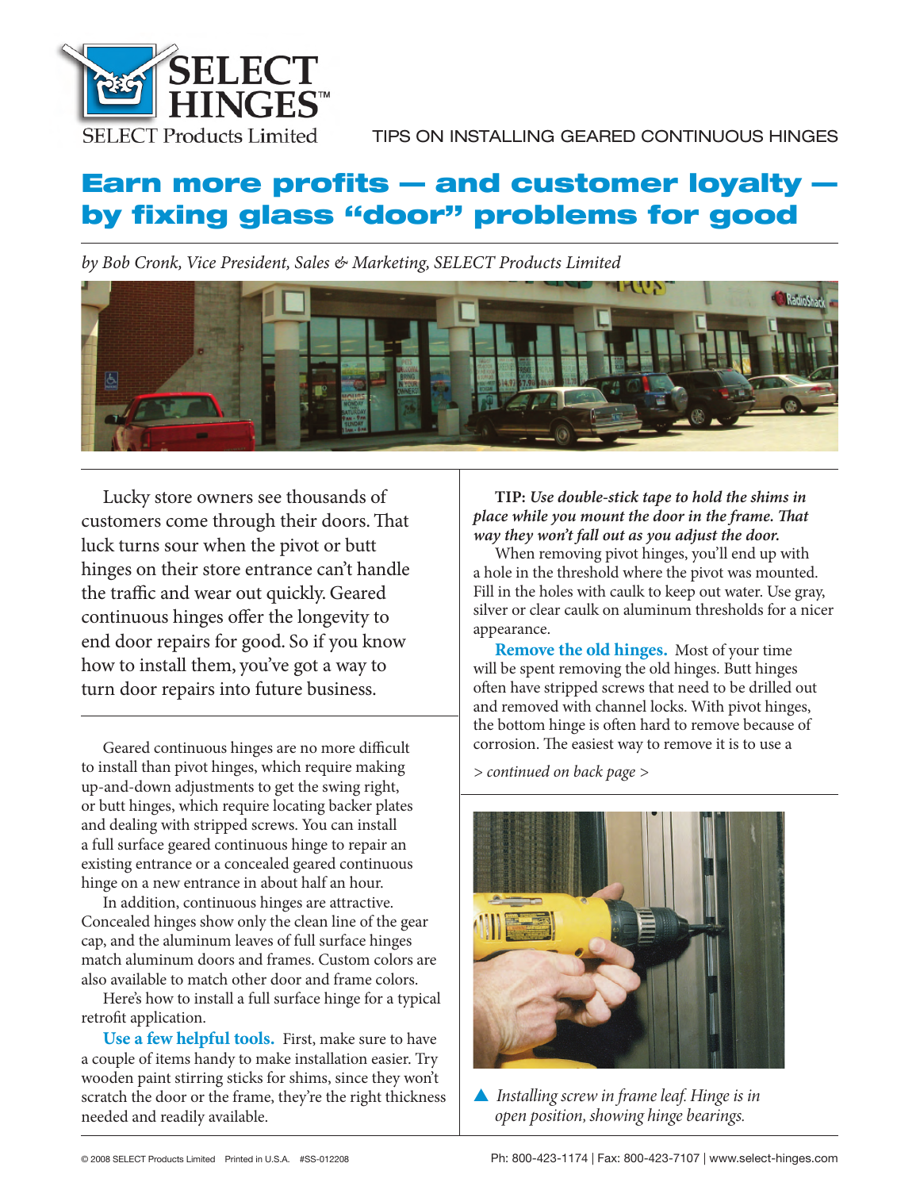SELECT HINGES™

SELECT Products Limited

TIPS ON INSTALLING GEARED CONTINUOUS HINGES

# Earn more profits — and customer loyalty — by fixing glass "door" problems for good

*by Bob Cronk, Vice President, Sales & Marketing, SELECT Products Limited*

Lucky store owners see thousands of customers come through their doors. That luck turns sour when the pivot or butt hinges on their store entrance can't handle the traffic and wear out quickly. Geared continuous hinges offer the longevity to end door repairs for good. So if you know how to install them, you've got a way to turn door repairs into future business.

Geared continuous hinges are no more difficult to install than pivot hinges, which require making up-and-down adjustments to get the swing right, or butt hinges, which require locating backer plates and dealing with stripped screws. You can install a full surface geared continuous hinge to repair an existing entrance or a concealed geared continuous hinge on a new entrance in about half an hour.

In addition, continuous hinges are attractive. Concealed hinges show only the clean line of the gear cap, and the aluminum leaves of full surface hinges match aluminum doors and frames. Custom colors are also available to match other door and frame colors.

Here's how to install a full surface hinge for a typical retrofit application.

**Use a few helpful tools.** First, make sure to have a couple of items handy to make installation easier. Try wooden paint stirring sticks for shims, since they won't scratch the door or the frame, they're the right thickness needed and readily available.

**TIP:** ***Use double-stick tape to hold the shims in place while you mount the door in the frame. That way they won't fall out as you adjust the door.***

When removing pivot hinges, you'll end up with a hole in the threshold where the pivot was mounted. Fill in the holes with caulk to keep out water. Use gray, silver or clear caulk on aluminum thresholds for a nicer appearance.

**Remove the old hinges.** Most of your time will be spent removing the old hinges. Butt hinges often have stripped screws that need to be drilled out and removed with channel locks. With pivot hinges, the bottom hinge is often hard to remove because of corrosion. The easiest way to remove it is to use a

*> continued on back page >*

▲ *Installing screw in frame leaf. Hinge is in open position, showing hinge bearings.*

© 2008 SELECT Products Limited Printed in U.S.A. #SS-012208

Ph: 800-423-1174 | Fax: 800-423-7107 | www.select-hinges.com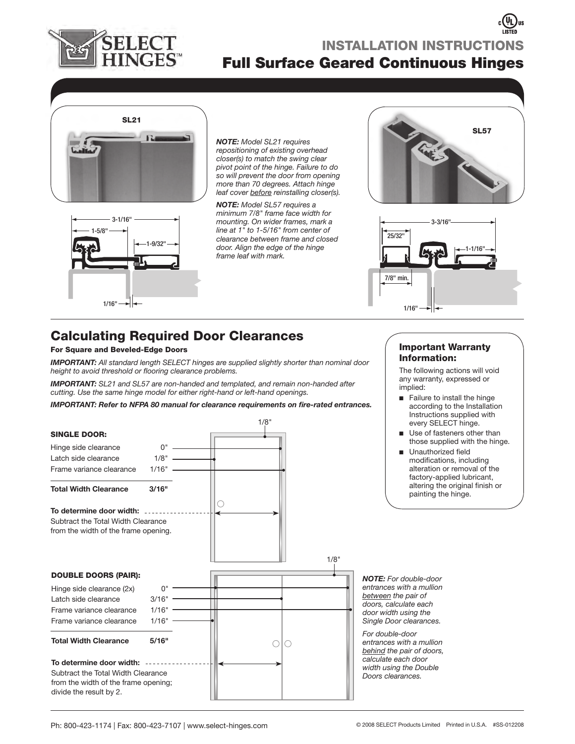# INSTALLATION INSTRUCTIONS

## Full Surface Geared Continuous Hinges

**SL21**

3-1/16"

1-5/8"

1-9/32"

1/16"

***NOTE:*** *Model SL21 requires repositioning of existing overhead closer(s) to match the swing clear pivot point of the hinge. Failure to do so will prevent the door from opening more than 70 degrees. Attach hinge leaf cover before reinstalling closer(s).*

***NOTE:*** *Model SL57 requires a minimum 7/8" frame face width for mounting. On wider frames, mark a line at 1" to 1-5/16" from center of clearance between frame and closed door. Align the edge of the hinge frame leaf with mark.*

**SL57**

3-3/16"

25/32"

1-1/16"

7/8" min.

1/16"

## Calculating Required Door Clearances

**For Square and Beveled-Edge Doors**

***IMPORTANT:*** *All standard length SELECT hinges are supplied slightly shorter than nominal door height to avoid threshold or flooring clearance problems.*

***IMPORTANT:*** *SL21 and SL57 are non-handed and templated, and remain non-handed after cutting. Use the same hinge model for either right-hand or left-hand openings.*

***IMPORTANT: Refer to NFPA 80 manual for clearance requirements on fire-rated entrances.***

### SINGLE DOOR:

| | |
|---|---|
| Hinge side clearance | 0" |
| Latch side clearance | 1/8" |
| Frame variance clearance | 1/16" |
| **Total Width Clearance** | **3/16"** |

Top clearance: 1/8"

**To determine door width:**
Subtract the Total Width Clearance from the width of the frame opening.

### DOUBLE DOORS (PAIR):

| | |
|---|---|
| Hinge side clearance (2x) | 0" |
| Latch side clearance | 3/16" |
| Frame variance clearance | 1/16" |
| Frame variance clearance | 1/16" |
| **Total Width Clearance** | **5/16"** |

Top clearance: 1/8"

**To determine door width:**
Subtract the Total Width Clearance from the width of the frame opening; divide the result by 2.

***NOTE:*** *For double-door entrances with a mullion between the pair of doors, calculate each door width using the Single Door clearances.*

*For double-door entrances with a mullion behind the pair of doors, calculate each door width using the Double Doors clearances.*

### Important Warranty Information:

The following actions will void any warranty, expressed or implied:

- Failure to install the hinge according to the Installation Instructions supplied with every SELECT hinge.
- Use of fasteners other than those supplied with the hinge.
- Unauthorized field modifications, including alteration or removal of the factory-applied lubricant, altering the original finish or painting the hinge.

Ph: 800-423-1174 | Fax: 800-423-7107 | www.select-hinges.com

© 2008 SELECT Products Limited Printed in U.S.A. #SS-012208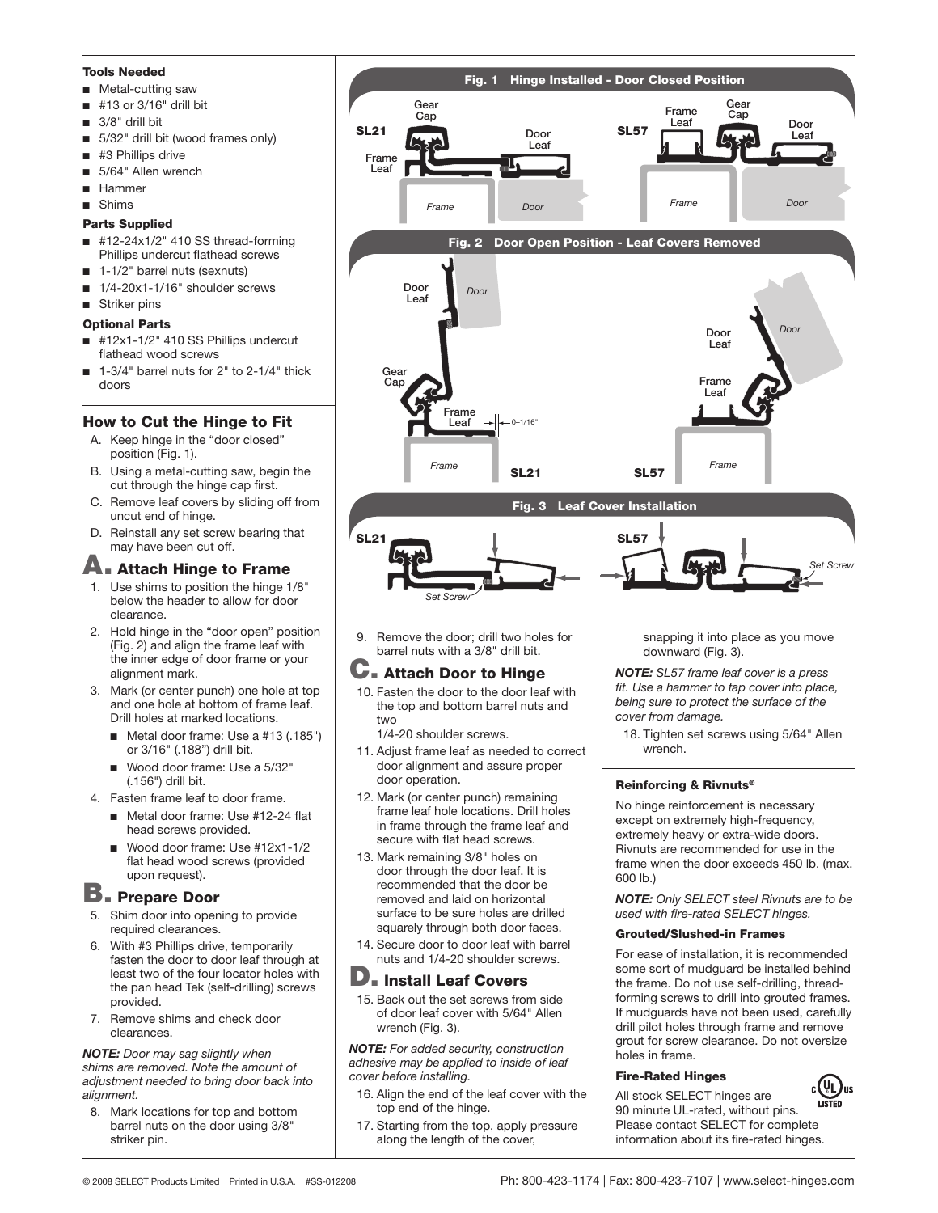### Tools Needed

- Metal-cutting saw
- #13 or 3/16" drill bit
- 3/8" drill bit
- 5/32" drill bit (wood frames only)
- #3 Phillips drive
- 5/64" Allen wrench
- Hammer
- Shims

### Parts Supplied

- #12-24x1/2" 410 SS thread-forming Phillips undercut flathead screws
- 1-1/2" barrel nuts (sexnuts)
- 1/4-20x1-1/16" shoulder screws
- Striker pins

### Optional Parts

- #12x1-1/2" 410 SS Phillips undercut flathead wood screws
- 1-3/4" barrel nuts for 2" to 2-1/4" thick doors

## How to Cut the Hinge to Fit

A. Keep hinge in the "door closed" position (Fig. 1).

B. Using a metal-cutting saw, begin the cut through the hinge cap first.

C. Remove leaf covers by sliding off from uncut end of hinge.

D. Reinstall any set screw bearing that may have been cut off.

## A. Attach Hinge to Frame

1. Use shims to position the hinge 1/8" below the header to allow for door clearance.
2. Hold hinge in the "door open" position (Fig. 2) and align the frame leaf with the inner edge of door frame or your alignment mark.
3. Mark (or center punch) one hole at top and one hole at bottom of frame leaf. Drill holes at marked locations.
   - Metal door frame: Use a #13 (.185") or 3/16" (.188") drill bit.
   - Wood door frame: Use a 5/32" (.156") drill bit.
4. Fasten frame leaf to door frame.
   - Metal door frame: Use #12-24 flat head screws provided.
   - Wood door frame: Use #12x1-1/2 flat head wood screws (provided upon request).

## B. Prepare Door

5. Shim door into opening to provide required clearances.
6. With #3 Phillips drive, temporarily fasten the door to door leaf through at least two of the four locator holes with the pan head Tek (self-drilling) screws provided.
7. Remove shims and check door clearances.

***NOTE:*** *Door may sag slightly when shims are removed. Note the amount of adjustment needed to bring door back into alignment.*

8. Mark locations for top and bottom barrel nuts on the door using 3/8" striker pin.

Fig. 1 Hinge Installed - Door Closed Position

SL21: Gear Cap, Frame Leaf, Door Leaf, Frame, Door

SL57: Frame Leaf, Gear Cap, Door Leaf, Frame, Door

Fig. 2 Door Open Position - Leaf Covers Removed

SL21: Door Leaf, Door, Gear Cap, Frame Leaf, 0–1/16", Frame

SL57: Door Leaf, Door, Frame Leaf, Frame

Fig. 3 Leaf Cover Installation

SL21: Set Screw

SL57: Set Screw

9. Remove the door; drill two holes for barrel nuts with a 3/8" drill bit.

## C. Attach Door to Hinge

10. Fasten the door to the door leaf with the top and bottom barrel nuts and two 1/4-20 shoulder screws.
11. Adjust frame leaf as needed to correct door alignment and assure proper door operation.
12. Mark (or center punch) remaining frame leaf hole locations. Drill holes in frame through the frame leaf and secure with flat head screws.
13. Mark remaining 3/8" holes on door through the door leaf. It is recommended that the door be removed and laid on horizontal surface to be sure holes are drilled squarely through both door faces.
14. Secure door to door leaf with barrel nuts and 1/4-20 shoulder screws.

## D. Install Leaf Covers

15. Back out the set screws from side of door leaf cover with 5/64" Allen wrench (Fig. 3).

***NOTE:*** *For added security, construction adhesive may be applied to inside of leaf cover before installing.*

16. Align the end of the leaf cover with the top end of the hinge.
17. Starting from the top, apply pressure along the length of the cover, snapping it into place as you move downward (Fig. 3).

***NOTE:*** *SL57 frame leaf cover is a press fit. Use a hammer to tap cover into place, being sure to protect the surface of the cover from damage.*

18. Tighten set screws using 5/64" Allen wrench.

### Reinforcing & Rivnuts®

No hinge reinforcement is necessary except on extremely high-frequency, extremely heavy or extra-wide doors. Rivnuts are recommended for use in the frame when the door exceeds 450 lb. (max. 600 lb.)

***NOTE:*** *Only SELECT steel Rivnuts are to be used with fire-rated SELECT hinges.*

### Grouted/Slushed-in Frames

For ease of installation, it is recommended some sort of mudguard be installed behind the frame. Do not use self-drilling, thread-forming screws to drill into grouted frames. If mudguards have not been used, carefully drill pilot holes through frame and remove grout for screw clearance. Do not oversize holes in frame.

### Fire-Rated Hinges

All stock SELECT hinges are 90 minute UL-rated, without pins. Please contact SELECT for complete information about its fire-rated hinges.

© 2008 SELECT Products Limited Printed in U.S.A. #SS-012208

Ph: 800-423-1174 | Fax: 800-423-7107 | www.select-hinges.com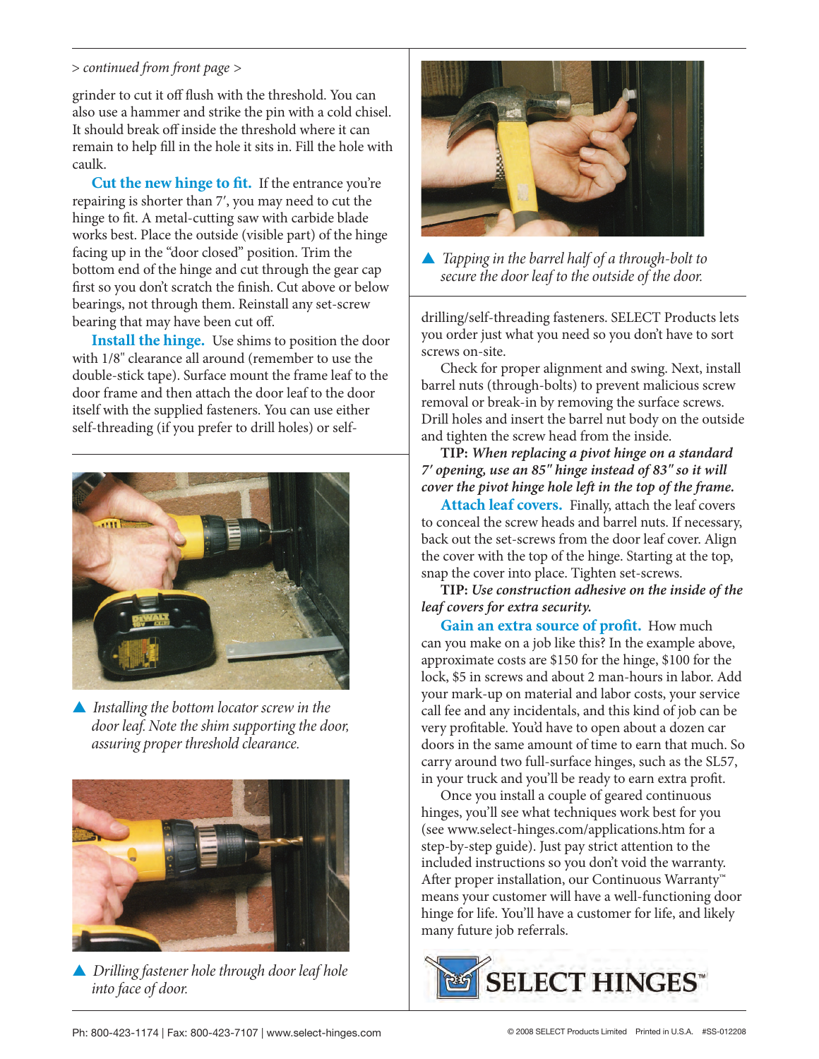> *continued from front page* >

grinder to cut it off flush with the threshold. You can also use a hammer and strike the pin with a cold chisel. It should break off inside the threshold where it can remain to help fill in the hole it sits in. Fill the hole with caulk.

**Cut the new hinge to fit.** If the entrance you're repairing is shorter than 7′, you may need to cut the hinge to fit. A metal-cutting saw with carbide blade works best. Place the outside (visible part) of the hinge facing up in the "door closed" position. Trim the bottom end of the hinge and cut through the gear cap first so you don't scratch the finish. Cut above or below bearings, not through them. Reinstall any set-screw bearing that may have been cut off.

**Install the hinge.** Use shims to position the door with 1/8" clearance all around (remember to use the double-stick tape). Surface mount the frame leaf to the door frame and then attach the door leaf to the door itself with the supplied fasteners. You can use either self-threading (if you prefer to drill holes) or self-drilling/self-threading fasteners. SELECT Products lets you order just what you need so you don't have to sort screws on-site.

▲ *Installing the bottom locator screw in the door leaf. Note the shim supporting the door, assuring proper threshold clearance.*

▲ *Drilling fastener hole through door leaf hole into face of door.*

▲ *Tapping in the barrel half of a through-bolt to secure the door leaf to the outside of the door.*

Check for proper alignment and swing. Next, install barrel nuts (through-bolts) to prevent malicious screw removal or break-in by removing the surface screws. Drill holes and insert the barrel nut body on the outside and tighten the screw head from the inside.

**TIP:** ***When replacing a pivot hinge on a standard 7′ opening, use an 85" hinge instead of 83" so it will cover the pivot hinge hole left in the top of the frame.***

**Attach leaf covers.** Finally, attach the leaf covers to conceal the screw heads and barrel nuts. If necessary, back out the set-screws from the door leaf cover. Align the cover with the top of the hinge. Starting at the top, snap the cover into place. Tighten set-screws.

**TIP:** ***Use construction adhesive on the inside of the leaf covers for extra security.***

**Gain an extra source of profit.** How much can you make on a job like this? In the example above, approximate costs are $150 for the hinge, $100 for the lock, $5 in screws and about 2 man-hours in labor. Add your mark-up on material and labor costs, your service call fee and any incidentals, and this kind of job can be very profitable. You'd have to open about a dozen car doors in the same amount of time to earn that much. So carry around two full-surface hinges, such as the SL57, in your truck and you'll be ready to earn extra profit.

Once you install a couple of geared continuous hinges, you'll see what techniques work best for you (see www.select-hinges.com/applications.htm for a step-by-step guide). Just pay strict attention to the included instructions so you don't void the warranty. After proper installation, our Continuous Warranty™ means your customer will have a well-functioning door hinge for life. You'll have a customer for life, and likely many future job referrals.

SELECT HINGES™

Ph: 800-423-1174 | Fax: 800-423-7107 | www.select-hinges.com

© 2008 SELECT Products Limited Printed in U.S.A. #SS-012208